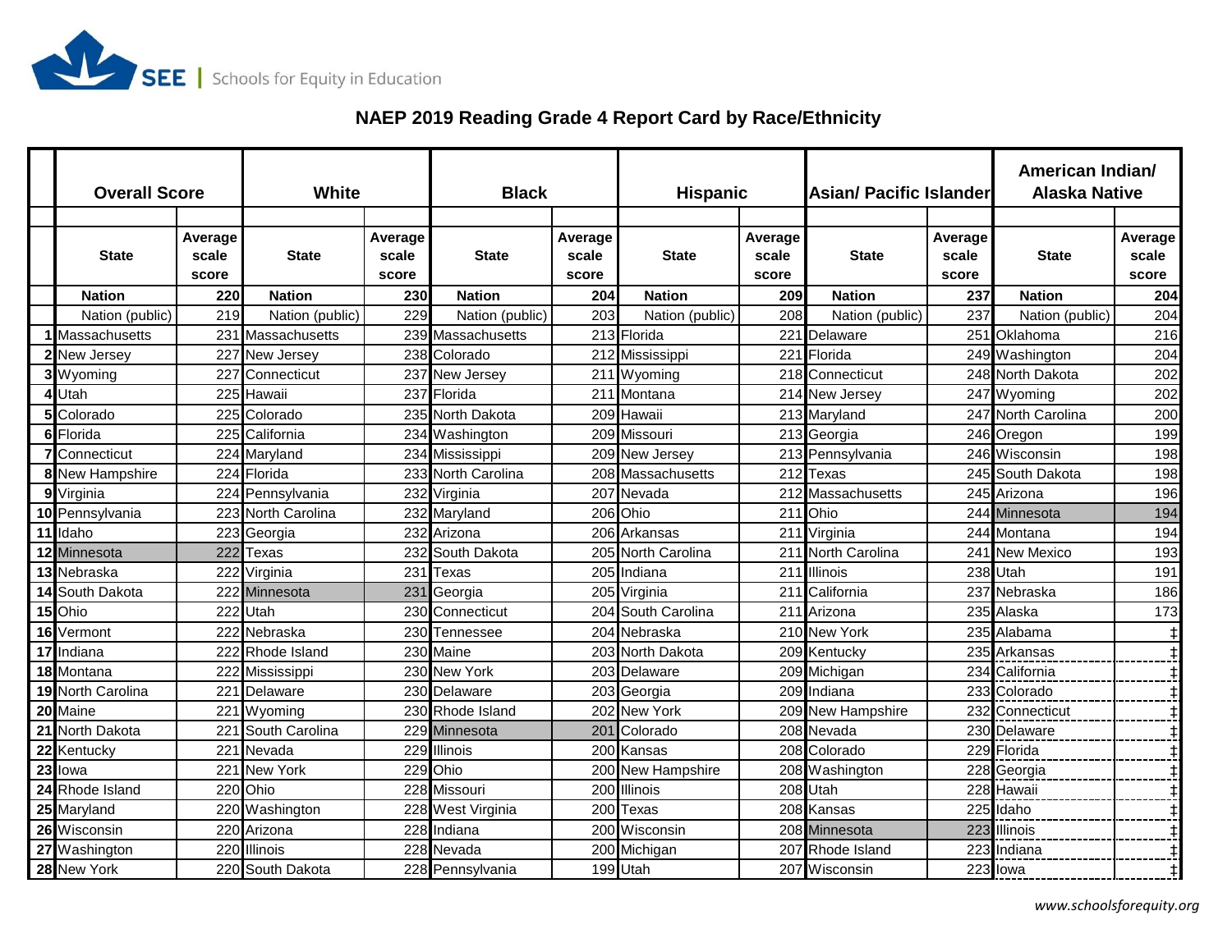SEE | Schools for Equity in Education

# NAEP 2019 Reading Grade 4 Report Card by Race/Ethnicity

| | Overall Score | | White | | Black | | Hispanic | | Asian/ Pacific Islander | | American Indian/ Alaska Native | |
|---|---|---|---|---|---|---|---|---|---|---|---|---|
| | State | Average scale score | State | Average scale score | State | Average scale score | State | Average scale score | State | Average scale score | State | Average scale score |
| | **Nation** | **220** | **Nation** | **230** | **Nation** | **204** | **Nation** | **209** | **Nation** | **237** | **Nation** | **204** |
| | Nation (public) | 219 | Nation (public) | 229 | Nation (public) | 203 | Nation (public) | 208 | Nation (public) | 237 | Nation (public) | 204 |
| **1** | Massachusetts | 231 | Massachusetts | 239 | Massachusetts | 213 | Florida | 221 | Delaware | 251 | Oklahoma | 216 |
| **2** | New Jersey | 227 | New Jersey | 238 | Colorado | 212 | Mississippi | 221 | Florida | 249 | Washington | 204 |
| **3** | Wyoming | 227 | Connecticut | 237 | New Jersey | 211 | Wyoming | 218 | Connecticut | 248 | North Dakota | 202 |
| **4** | Utah | 225 | Hawaii | 237 | Florida | 211 | Montana | 214 | New Jersey | 247 | Wyoming | 202 |
| **5** | Colorado | 225 | Colorado | 235 | North Dakota | 209 | Hawaii | 213 | Maryland | 247 | North Carolina | 200 |
| **6** | Florida | 225 | California | 234 | Washington | 209 | Missouri | 213 | Georgia | 246 | Oregon | 199 |
| **7** | Connecticut | 224 | Maryland | 234 | Mississippi | 209 | New Jersey | 213 | Pennsylvania | 246 | Wisconsin | 198 |
| **8** | New Hampshire | 224 | Florida | 233 | North Carolina | 208 | Massachusetts | 212 | Texas | 245 | South Dakota | 198 |
| **9** | Virginia | 224 | Pennsylvania | 232 | Virginia | 207 | Nevada | 212 | Massachusetts | 245 | Arizona | 196 |
| **10** | Pennsylvania | 223 | North Carolina | 232 | Maryland | 206 | Ohio | 211 | Ohio | 244 | Minnesota | 194 |
| **11** | Idaho | 223 | Georgia | 232 | Arizona | 206 | Arkansas | 211 | Virginia | 244 | Montana | 194 |
| **12** | Minnesota | 222 | Texas | 232 | South Dakota | 205 | North Carolina | 211 | North Carolina | 241 | New Mexico | 193 |
| **13** | Nebraska | 222 | Virginia | 231 | Texas | 205 | Indiana | 211 | Illinois | 238 | Utah | 191 |
| **14** | South Dakota | 222 | Minnesota | 231 | Georgia | 205 | Virginia | 211 | California | 237 | Nebraska | 186 |
| **15** | Ohio | 222 | Utah | 230 | Connecticut | 204 | South Carolina | 211 | Arizona | 235 | Alaska | 173 |
| **16** | Vermont | 222 | Nebraska | 230 | Tennessee | 204 | Nebraska | 210 | New York | 235 | Alabama | ‡ |
| **17** | Indiana | 222 | Rhode Island | 230 | Maine | 203 | North Dakota | 209 | Kentucky | 235 | Arkansas | ‡ |
| **18** | Montana | 222 | Mississippi | 230 | New York | 203 | Delaware | 209 | Michigan | 234 | California | ‡ |
| **19** | North Carolina | 221 | Delaware | 230 | Delaware | 203 | Georgia | 209 | Indiana | 233 | Colorado | ‡ |
| **20** | Maine | 221 | Wyoming | 230 | Rhode Island | 202 | New York | 209 | New Hampshire | 232 | Connecticut | ‡ |
| **21** | North Dakota | 221 | South Carolina | 229 | Minnesota | 201 | Colorado | 208 | Nevada | 230 | Delaware | ‡ |
| **22** | Kentucky | 221 | Nevada | 229 | Illinois | 200 | Kansas | 208 | Colorado | 229 | Florida | ‡ |
| **23** | Iowa | 221 | New York | 229 | Ohio | 200 | New Hampshire | 208 | Washington | 228 | Georgia | ‡ |
| **24** | Rhode Island | 220 | Ohio | 228 | Missouri | 200 | Illinois | 208 | Utah | 228 | Hawaii | ‡ |
| **25** | Maryland | 220 | Washington | 228 | West Virginia | 200 | Texas | 208 | Kansas | 225 | Idaho | ‡ |
| **26** | Wisconsin | 220 | Arizona | 228 | Indiana | 200 | Wisconsin | 208 | Minnesota | 223 | Illinois | ‡ |
| **27** | Washington | 220 | Illinois | 228 | Nevada | 200 | Michigan | 207 | Rhode Island | 223 | Indiana | ‡ |
| **28** | New York | 220 | South Dakota | 228 | Pennsylvania | 199 | Utah | 207 | Wisconsin | 223 | Iowa | ‡ |

*www.schoolsforequity.org*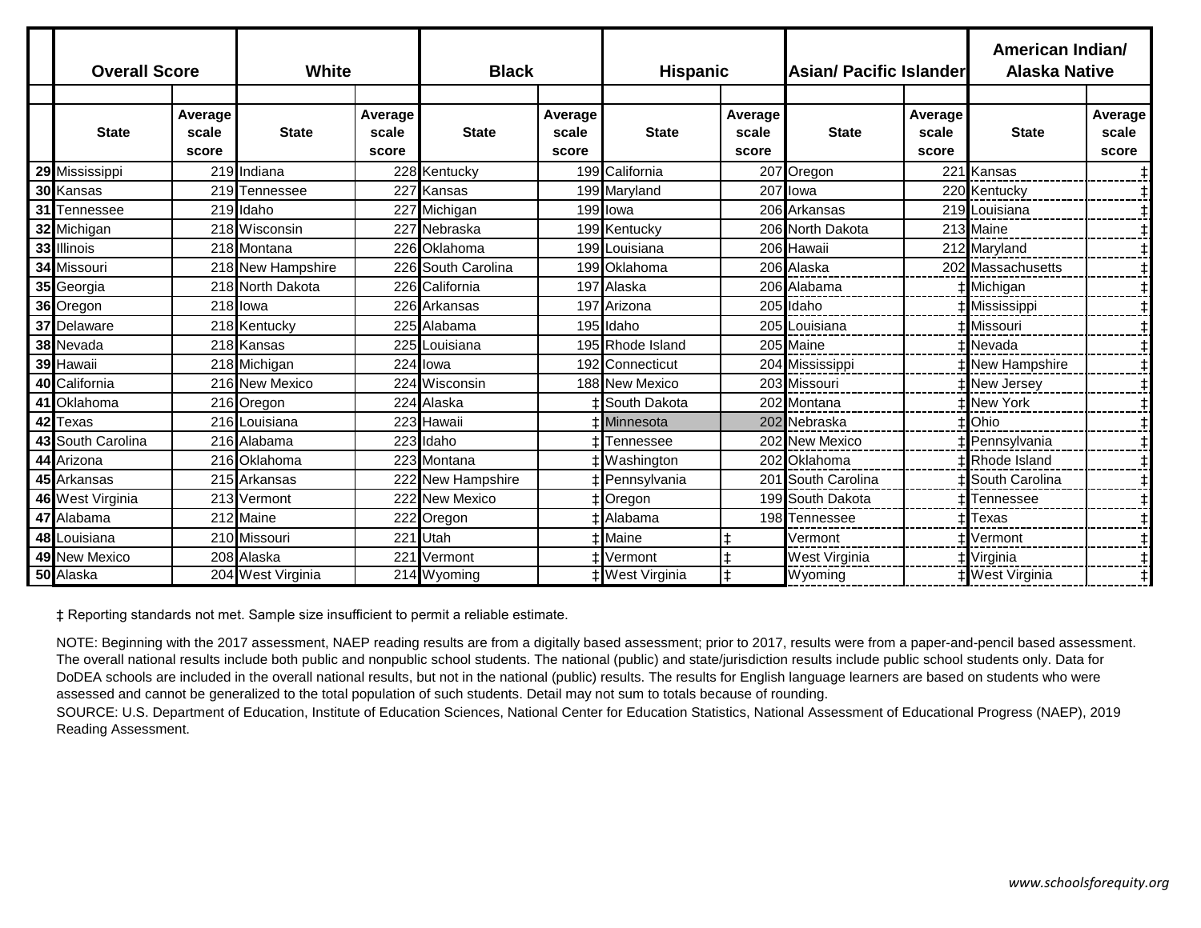| | Overall Score | | White | | Black | | Hispanic | | Asian/ Pacific Islander | | American Indian/ Alaska Native | |
|---|---|---|---|---|---|---|---|---|---|---|---|---|
| | State | Average scale score | State | Average scale score | State | Average scale score | State | Average scale score | State | Average scale score | State | Average scale score |
| 29 | Mississippi | 219 | Indiana | 228 | Kentucky | 199 | California | 207 | Oregon | 221 | Kansas | ‡ |
| 30 | Kansas | 219 | Tennessee | 227 | Kansas | 199 | Maryland | 207 | Iowa | 220 | Kentucky | ‡ |
| 31 | Tennessee | 219 | Idaho | 227 | Michigan | 199 | Iowa | 206 | Arkansas | 219 | Louisiana | ‡ |
| 32 | Michigan | 218 | Wisconsin | 227 | Nebraska | 199 | Kentucky | 206 | North Dakota | 213 | Maine | ‡ |
| 33 | Illinois | 218 | Montana | 226 | Oklahoma | 199 | Louisiana | 206 | Hawaii | 212 | Maryland | ‡ |
| 34 | Missouri | 218 | New Hampshire | 226 | South Carolina | 199 | Oklahoma | 206 | Alaska | 202 | Massachusetts | ‡ |
| 35 | Georgia | 218 | North Dakota | 226 | California | 197 | Alaska | 206 | Alabama | ‡ | Michigan | ‡ |
| 36 | Oregon | 218 | Iowa | 226 | Arkansas | 197 | Arizona | 205 | Idaho | ‡ | Mississippi | ‡ |
| 37 | Delaware | 218 | Kentucky | 225 | Alabama | 195 | Idaho | 205 | Louisiana | ‡ | Missouri | ‡ |
| 38 | Nevada | 218 | Kansas | 225 | Louisiana | 195 | Rhode Island | 205 | Maine | ‡ | Nevada | ‡ |
| 39 | Hawaii | 218 | Michigan | 224 | Iowa | 192 | Connecticut | 204 | Mississippi | ‡ | New Hampshire | ‡ |
| 40 | California | 216 | New Mexico | 224 | Wisconsin | 188 | New Mexico | 203 | Missouri | ‡ | New Jersey | ‡ |
| 41 | Oklahoma | 216 | Oregon | 224 | Alaska | ‡ | South Dakota | 202 | Montana | ‡ | New York | ‡ |
| 42 | Texas | 216 | Louisiana | 223 | Hawaii | ‡ | Minnesota | 202 | Nebraska | ‡ | Ohio | ‡ |
| 43 | South Carolina | 216 | Alabama | 223 | Idaho | ‡ | Tennessee | 202 | New Mexico | ‡ | Pennsylvania | ‡ |
| 44 | Arizona | 216 | Oklahoma | 223 | Montana | ‡ | Washington | 202 | Oklahoma | ‡ | Rhode Island | ‡ |
| 45 | Arkansas | 215 | Arkansas | 222 | New Hampshire | ‡ | Pennsylvania | 201 | South Carolina | ‡ | South Carolina | ‡ |
| 46 | West Virginia | 213 | Vermont | 222 | New Mexico | ‡ | Oregon | 199 | South Dakota | ‡ | Tennessee | ‡ |
| 47 | Alabama | 212 | Maine | 222 | Oregon | ‡ | Alabama | 198 | Tennessee | ‡ | Texas | ‡ |
| 48 | Louisiana | 210 | Missouri | 221 | Utah | ‡ | Maine | ‡ | Vermont | ‡ | Vermont | ‡ |
| 49 | New Mexico | 208 | Alaska | 221 | Vermont | ‡ | Vermont | ‡ | West Virginia | ‡ | Virginia | ‡ |
| 50 | Alaska | 204 | West Virginia | 214 | Wyoming | ‡ | West Virginia | ‡ | Wyoming | ‡ | West Virginia | ‡ |

‡ Reporting standards not met. Sample size insufficient to permit a reliable estimate.

NOTE: Beginning with the 2017 assessment, NAEP reading results are from a digitally based assessment; prior to 2017, results were from a paper-and-pencil based assessment. The overall national results include both public and nonpublic school students. The national (public) and state/jurisdiction results include public school students only. Data for DoDEA schools are included in the overall national results, but not in the national (public) results. The results for English language learners are based on students who were assessed and cannot be generalized to the total population of such students. Detail may not sum to totals because of rounding.

SOURCE: U.S. Department of Education, Institute of Education Sciences, National Center for Education Statistics, National Assessment of Educational Progress (NAEP), 2019 Reading Assessment.

*www.schoolsforequity.org*